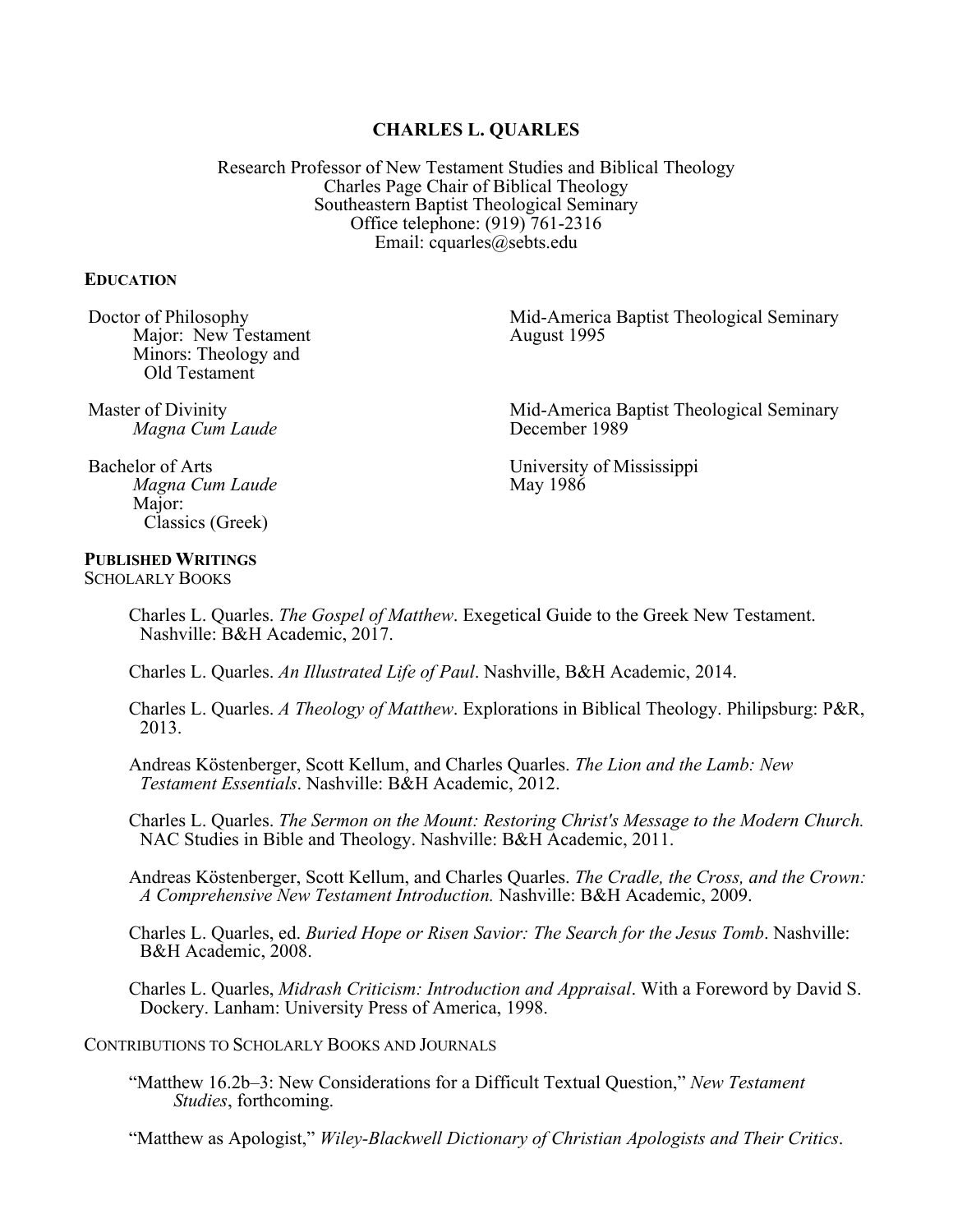# CHARLES L. QUARLES

Research Professor of New Testament Studies and Biblical Theology
Charles Page Chair of Biblical Theology
Southeastern Baptist Theological Seminary
Office telephone: (919) 761-2316
Email: cquarles@sebts.edu

## EDUCATION

Doctor of Philosophy — Mid-America Baptist Theological Seminary, August 1995
Major: New Testament
Minors: Theology and Old Testament

Master of Divinity — Mid-America Baptist Theological Seminary, December 1989
*Magna Cum Laude*

Bachelor of Arts — University of Mississippi, May 1986
*Magna Cum Laude*
Major: Classics (Greek)

## PUBLISHED WRITINGS

### SCHOLARLY BOOKS

Charles L. Quarles. *The Gospel of Matthew*. Exegetical Guide to the Greek New Testament. Nashville: B&H Academic, 2017.

Charles L. Quarles. *An Illustrated Life of Paul*. Nashville, B&H Academic, 2014.

Charles L. Quarles. *A Theology of Matthew*. Explorations in Biblical Theology. Philipsburg: P&R, 2013.

Andreas Köstenberger, Scott Kellum, and Charles Quarles. *The Lion and the Lamb: New Testament Essentials*. Nashville: B&H Academic, 2012.

Charles L. Quarles. *The Sermon on the Mount: Restoring Christ's Message to the Modern Church.* NAC Studies in Bible and Theology. Nashville: B&H Academic, 2011.

Andreas Köstenberger, Scott Kellum, and Charles Quarles. *The Cradle, the Cross, and the Crown: A Comprehensive New Testament Introduction.* Nashville: B&H Academic, 2009.

Charles L. Quarles, ed. *Buried Hope or Risen Savior: The Search for the Jesus Tomb*. Nashville: B&H Academic, 2008.

Charles L. Quarles, *Midrash Criticism: Introduction and Appraisal*. With a Foreword by David S. Dockery. Lanham: University Press of America, 1998.

### CONTRIBUTIONS TO SCHOLARLY BOOKS AND JOURNALS

"Matthew 16.2b–3: New Considerations for a Difficult Textual Question," *New Testament Studies*, forthcoming.

"Matthew as Apologist," *Wiley-Blackwell Dictionary of Christian Apologists and Their Critics*.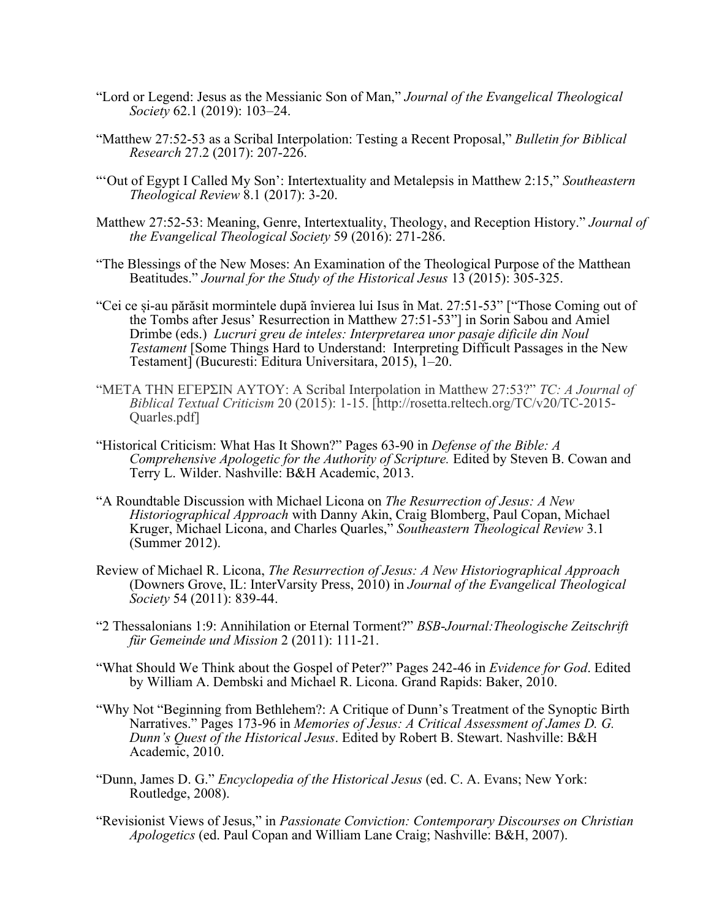"Lord or Legend: Jesus as the Messianic Son of Man," *Journal of the Evangelical Theological Society* 62.1 (2019): 103–24.

"Matthew 27:52-53 as a Scribal Interpolation: Testing a Recent Proposal," *Bulletin for Biblical Research* 27.2 (2017): 207-226.

"'Out of Egypt I Called My Son': Intertextuality and Metalepsis in Matthew 2:15," *Southeastern Theological Review* 8.1 (2017): 3-20.

Matthew 27:52-53: Meaning, Genre, Intertextuality, Theology, and Reception History." *Journal of the Evangelical Theological Society* 59 (2016): 271-286.

"The Blessings of the New Moses: An Examination of the Theological Purpose of the Matthean Beatitudes." *Journal for the Study of the Historical Jesus* 13 (2015): 305-325.

"Cei ce și-au părăsit mormintele după învierea lui Isus în Mat. 27:51-53" ["Those Coming out of the Tombs after Jesus' Resurrection in Matthew 27:51-53"] in Sorin Sabou and Amiel Drimbe (eds.) *Lucruri greu de inteles: Interpretarea unor pasaje dificile din Noul Testament* [Some Things Hard to Understand: Interpreting Difficult Passages in the New Testament] (Bucuresti: Editura Universitara, 2015), 1–20.

"ΜΕΤΑ ΤΗΝ ΕΓΕΡΣΙΝ ΑΥΤΟΥ: A Scribal Interpolation in Matthew 27:53?" *TC: A Journal of Biblical Textual Criticism* 20 (2015): 1-15. [http://rosetta.reltech.org/TC/v20/TC-2015-Quarles.pdf]

"Historical Criticism: What Has It Shown?" Pages 63-90 in *Defense of the Bible: A Comprehensive Apologetic for the Authority of Scripture.* Edited by Steven B. Cowan and Terry L. Wilder. Nashville: B&H Academic, 2013.

"A Roundtable Discussion with Michael Licona on *The Resurrection of Jesus: A New Historiographical Approach* with Danny Akin, Craig Blomberg, Paul Copan, Michael Kruger, Michael Licona, and Charles Quarles," *Southeastern Theological Review* 3.1 (Summer 2012).

Review of Michael R. Licona, *The Resurrection of Jesus: A New Historiographical Approach* (Downers Grove, IL: InterVarsity Press, 2010) in *Journal of the Evangelical Theological Society* 54 (2011): 839-44.

"2 Thessalonians 1:9: Annihilation or Eternal Torment?" *BSB-Journal:Theologische Zeitschrift für Gemeinde und Mission* 2 (2011): 111-21.

"What Should We Think about the Gospel of Peter?" Pages 242-46 in *Evidence for God*. Edited by William A. Dembski and Michael R. Licona. Grand Rapids: Baker, 2010.

"Why Not "Beginning from Bethlehem?: A Critique of Dunn's Treatment of the Synoptic Birth Narratives." Pages 173-96 in *Memories of Jesus: A Critical Assessment of James D. G. Dunn's Quest of the Historical Jesus*. Edited by Robert B. Stewart. Nashville: B&H Academic, 2010.

"Dunn, James D. G." *Encyclopedia of the Historical Jesus* (ed. C. A. Evans; New York: Routledge, 2008).

"Revisionist Views of Jesus," in *Passionate Conviction: Contemporary Discourses on Christian Apologetics* (ed. Paul Copan and William Lane Craig; Nashville: B&H, 2007).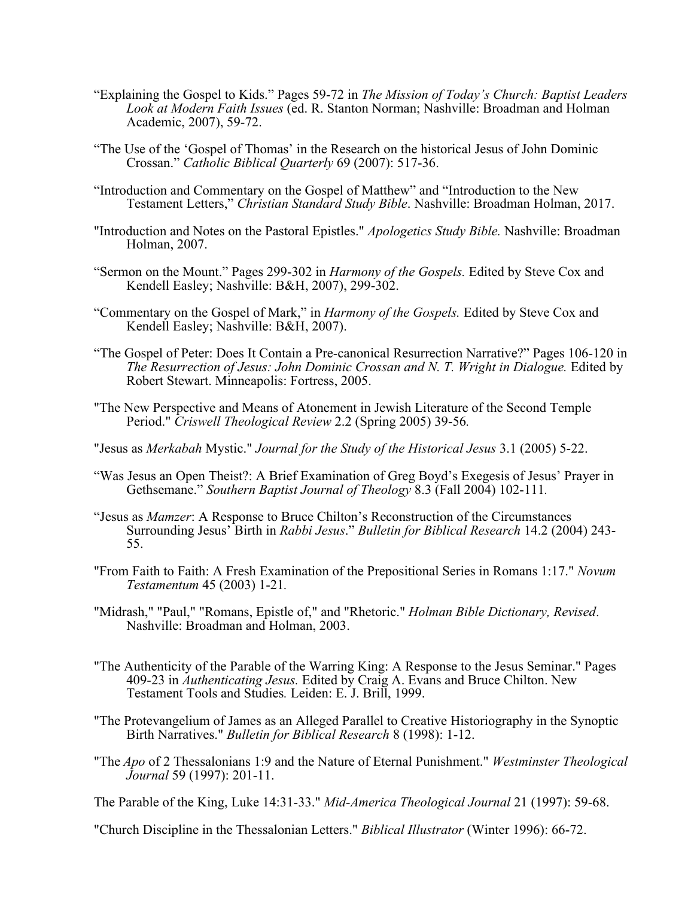“Explaining the Gospel to Kids.” Pages 59-72 in *The Mission of Today’s Church: Baptist Leaders Look at Modern Faith Issues* (ed. R. Stanton Norman; Nashville: Broadman and Holman Academic, 2007), 59-72.

“The Use of the ‘Gospel of Thomas’ in the Research on the historical Jesus of John Dominic Crossan.” *Catholic Biblical Quarterly* 69 (2007): 517-36.

“Introduction and Commentary on the Gospel of Matthew” and “Introduction to the New Testament Letters,” *Christian Standard Study Bible*. Nashville: Broadman Holman, 2017.

"Introduction and Notes on the Pastoral Epistles." *Apologetics Study Bible.* Nashville: Broadman Holman, 2007.

“Sermon on the Mount.” Pages 299-302 in *Harmony of the Gospels.* Edited by Steve Cox and Kendell Easley; Nashville: B&H, 2007), 299-302.

“Commentary on the Gospel of Mark,” in *Harmony of the Gospels.* Edited by Steve Cox and Kendell Easley; Nashville: B&H, 2007).

“The Gospel of Peter: Does It Contain a Pre-canonical Resurrection Narrative?” Pages 106-120 in *The Resurrection of Jesus: John Dominic Crossan and N. T. Wright in Dialogue.* Edited by Robert Stewart. Minneapolis: Fortress, 2005.

"The New Perspective and Means of Atonement in Jewish Literature of the Second Temple Period." *Criswell Theological Review* 2.2 (Spring 2005) 39-56.

"Jesus as *Merkabah* Mystic." *Journal for the Study of the Historical Jesus* 3.1 (2005) 5-22.

“Was Jesus an Open Theist?: A Brief Examination of Greg Boyd’s Exegesis of Jesus’ Prayer in Gethsemane.” *Southern Baptist Journal of Theology* 8.3 (Fall 2004) 102-111.

“Jesus as *Mamzer*: A Response to Bruce Chilton’s Reconstruction of the Circumstances Surrounding Jesus’ Birth in *Rabbi Jesus*.” *Bulletin for Biblical Research* 14.2 (2004) 243-55.

"From Faith to Faith: A Fresh Examination of the Prepositional Series in Romans 1:17." *Novum Testamentum* 45 (2003) 1-21.

"Midrash," "Paul," "Romans, Epistle of," and "Rhetoric." *Holman Bible Dictionary, Revised*. Nashville: Broadman and Holman, 2003.

"The Authenticity of the Parable of the Warring King: A Response to the Jesus Seminar." Pages 409-23 in *Authenticating Jesus.* Edited by Craig A. Evans and Bruce Chilton. New Testament Tools and Studies. Leiden: E. J. Brill, 1999.

"The Protevangelium of James as an Alleged Parallel to Creative Historiography in the Synoptic Birth Narratives." *Bulletin for Biblical Research* 8 (1998): 1-12.

"The *Apo* of 2 Thessalonians 1:9 and the Nature of Eternal Punishment." *Westminster Theological Journal* 59 (1997): 201-11.

The Parable of the King, Luke 14:31-33." *Mid-America Theological Journal* 21 (1997): 59-68.

"Church Discipline in the Thessalonian Letters." *Biblical Illustrator* (Winter 1996): 66-72.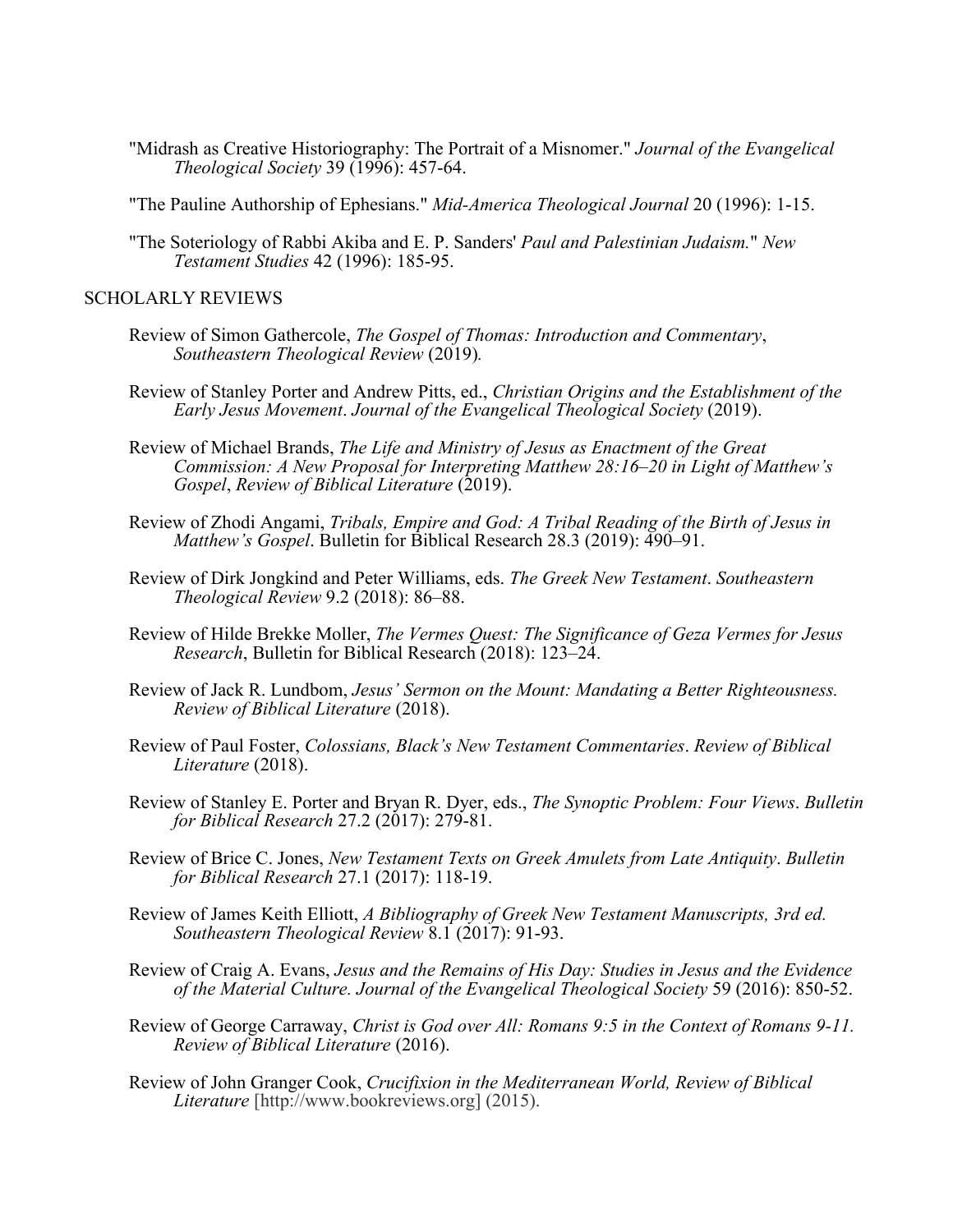"Midrash as Creative Historiography: The Portrait of a Misnomer." *Journal of the Evangelical Theological Society* 39 (1996): 457-64.

"The Pauline Authorship of Ephesians." *Mid-America Theological Journal* 20 (1996): 1-15.

"The Soteriology of Rabbi Akiba and E. P. Sanders' *Paul and Palestinian Judaism.*" *New Testament Studies* 42 (1996): 185-95.

SCHOLARLY REVIEWS

Review of Simon Gathercole, *The Gospel of Thomas: Introduction and Commentary*, *Southeastern Theological Review* (2019).

Review of Stanley Porter and Andrew Pitts, ed., *Christian Origins and the Establishment of the Early Jesus Movement*. *Journal of the Evangelical Theological Society* (2019).

Review of Michael Brands, *The Life and Ministry of Jesus as Enactment of the Great Commission: A New Proposal for Interpreting Matthew 28:16–20 in Light of Matthew's Gospel*, *Review of Biblical Literature* (2019).

Review of Zhodi Angami, *Tribals, Empire and God: A Tribal Reading of the Birth of Jesus in Matthew's Gospel*. Bulletin for Biblical Research 28.3 (2019): 490–91.

Review of Dirk Jongkind and Peter Williams, eds. *The Greek New Testament*. *Southeastern Theological Review* 9.2 (2018): 86–88.

Review of Hilde Brekke Moller, *The Vermes Quest: The Significance of Geza Vermes for Jesus Research*, Bulletin for Biblical Research (2018): 123–24.

Review of Jack R. Lundbom, *Jesus' Sermon on the Mount: Mandating a Better Righteousness. Review of Biblical Literature* (2018).

Review of Paul Foster, *Colossians, Black's New Testament Commentaries*. *Review of Biblical Literature* (2018).

Review of Stanley E. Porter and Bryan R. Dyer, eds., *The Synoptic Problem: Four Views*. *Bulletin for Biblical Research* 27.2 (2017): 279-81.

Review of Brice C. Jones, *New Testament Texts on Greek Amulets from Late Antiquity*. *Bulletin for Biblical Research* 27.1 (2017): 118-19.

Review of James Keith Elliott, *A Bibliography of Greek New Testament Manuscripts, 3rd ed. Southeastern Theological Review* 8.1 (2017): 91-93.

Review of Craig A. Evans, *Jesus and the Remains of His Day: Studies in Jesus and the Evidence of the Material Culture. Journal of the Evangelical Theological Society* 59 (2016): 850-52.

Review of George Carraway, *Christ is God over All: Romans 9:5 in the Context of Romans 9-11. Review of Biblical Literature* (2016).

Review of John Granger Cook, *Crucifixion in the Mediterranean World, Review of Biblical Literature* [http://www.bookreviews.org] (2015).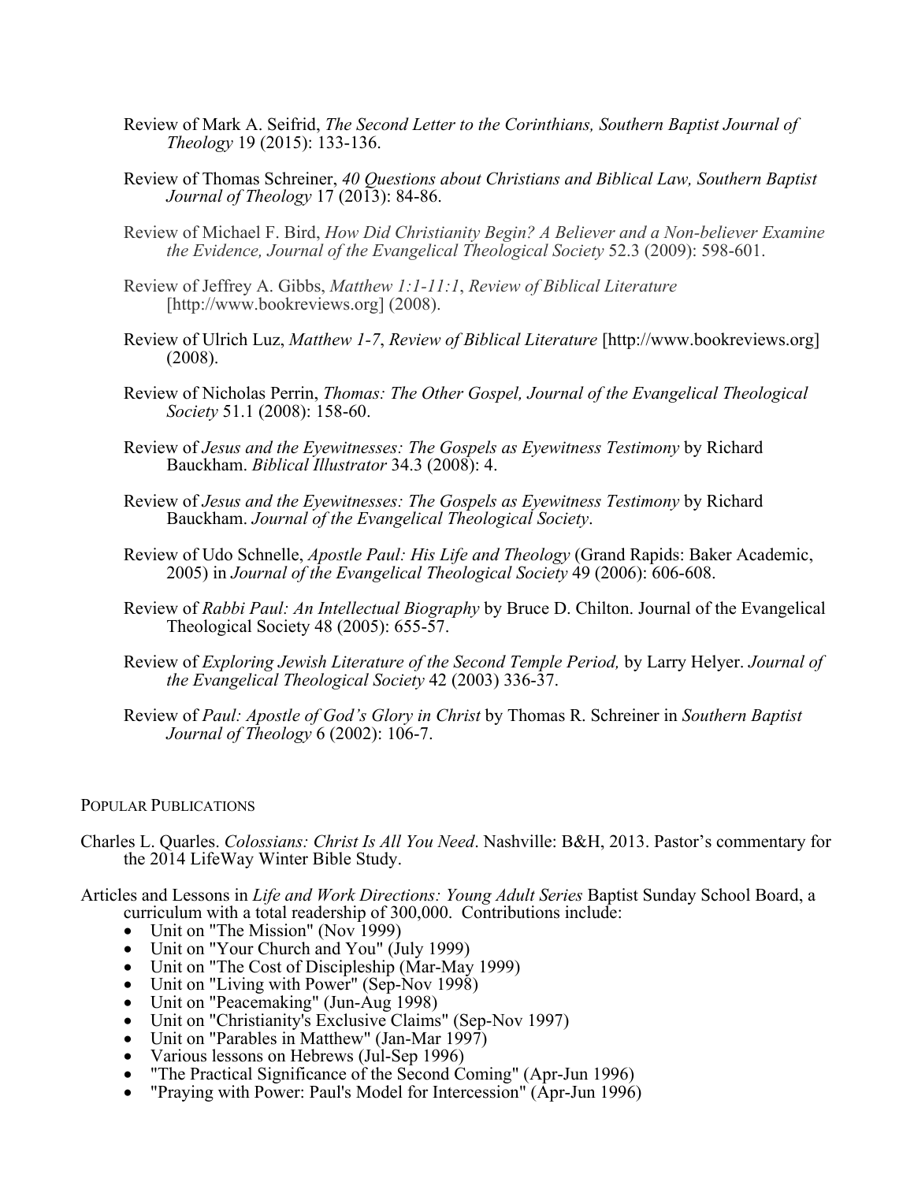Review of Mark A. Seifrid, *The Second Letter to the Corinthians, Southern Baptist Journal of Theology* 19 (2015): 133-136.

Review of Thomas Schreiner, *40 Questions about Christians and Biblical Law, Southern Baptist Journal of Theology* 17 (2013): 84-86.

Review of Michael F. Bird, *How Did Christianity Begin? A Believer and a Non-believer Examine the Evidence, Journal of the Evangelical Theological Society* 52.3 (2009): 598-601.

Review of Jeffrey A. Gibbs, *Matthew 1:1-11:1*, *Review of Biblical Literature* [http://www.bookreviews.org] (2008).

Review of Ulrich Luz, *Matthew 1-7*, *Review of Biblical Literature* [http://www.bookreviews.org] (2008).

Review of Nicholas Perrin, *Thomas: The Other Gospel, Journal of the Evangelical Theological Society* 51.1 (2008): 158-60.

Review of *Jesus and the Eyewitnesses: The Gospels as Eyewitness Testimony* by Richard Bauckham. *Biblical Illustrator* 34.3 (2008): 4.

Review of *Jesus and the Eyewitnesses: The Gospels as Eyewitness Testimony* by Richard Bauckham. *Journal of the Evangelical Theological Society*.

Review of Udo Schnelle, *Apostle Paul: His Life and Theology* (Grand Rapids: Baker Academic, 2005) in *Journal of the Evangelical Theological Society* 49 (2006): 606-608.

Review of *Rabbi Paul: An Intellectual Biography* by Bruce D. Chilton. Journal of the Evangelical Theological Society 48 (2005): 655-57.

Review of *Exploring Jewish Literature of the Second Temple Period,* by Larry Helyer. *Journal of the Evangelical Theological Society* 42 (2003) 336-37.

Review of *Paul: Apostle of God's Glory in Christ* by Thomas R. Schreiner in *Southern Baptist Journal of Theology* 6 (2002): 106-7.

## Popular Publications

Charles L. Quarles. *Colossians: Christ Is All You Need*. Nashville: B&H, 2013. Pastor's commentary for the 2014 LifeWay Winter Bible Study.

Articles and Lessons in *Life and Work Directions: Young Adult Series* Baptist Sunday School Board, a curriculum with a total readership of 300,000. Contributions include:

- Unit on "The Mission" (Nov 1999)
- Unit on "Your Church and You" (July 1999)
- Unit on "The Cost of Discipleship (Mar-May 1999)
- Unit on "Living with Power" (Sep-Nov 1998)
- Unit on "Peacemaking" (Jun-Aug 1998)
- Unit on "Christianity's Exclusive Claims" (Sep-Nov 1997)
- Unit on "Parables in Matthew" (Jan-Mar 1997)
- Various lessons on Hebrews (Jul-Sep 1996)
- "The Practical Significance of the Second Coming" (Apr-Jun 1996)
- "Praying with Power: Paul's Model for Intercession" (Apr-Jun 1996)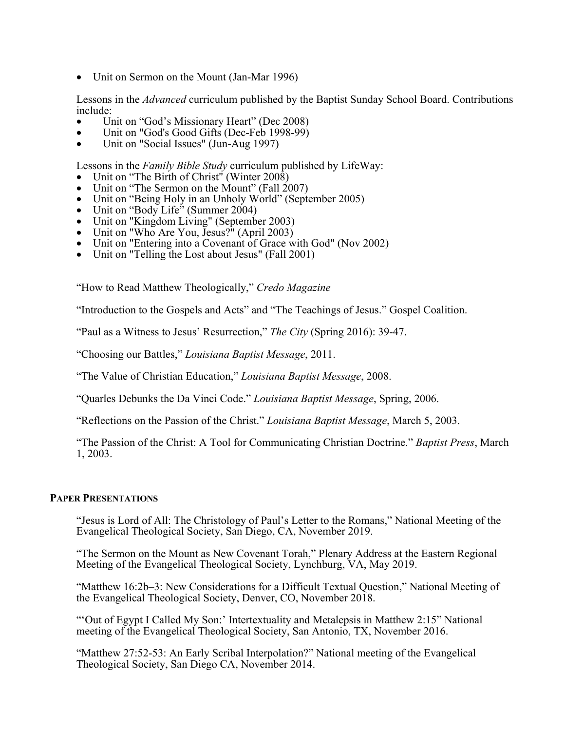- Unit on Sermon on the Mount (Jan-Mar 1996)

Lessons in the *Advanced* curriculum published by the Baptist Sunday School Board. Contributions include:

- Unit on “God’s Missionary Heart” (Dec 2008)
- Unit on "God's Good Gifts (Dec-Feb 1998-99)
- Unit on "Social Issues" (Jun-Aug 1997)

Lessons in the *Family Bible Study* curriculum published by LifeWay:

- Unit on “The Birth of Christ" (Winter 2008)
- Unit on “The Sermon on the Mount” (Fall 2007)
- Unit on “Being Holy in an Unholy World” (September 2005)
- Unit on “Body Life” (Summer 2004)
- Unit on "Kingdom Living" (September 2003)
- Unit on "Who Are You, Jesus?" (April 2003)
- Unit on "Entering into a Covenant of Grace with God" (Nov 2002)
- Unit on "Telling the Lost about Jesus" (Fall 2001)

“How to Read Matthew Theologically,” *Credo Magazine*

“Introduction to the Gospels and Acts” and “The Teachings of Jesus.” Gospel Coalition.

“Paul as a Witness to Jesus’ Resurrection,” *The City* (Spring 2016): 39-47.

“Choosing our Battles,” *Louisiana Baptist Message*, 2011.

“The Value of Christian Education,” *Louisiana Baptist Message*, 2008.

“Quarles Debunks the Da Vinci Code.” *Louisiana Baptist Message*, Spring, 2006.

“Reflections on the Passion of the Christ.” *Louisiana Baptist Message*, March 5, 2003.

“The Passion of the Christ: A Tool for Communicating Christian Doctrine.” *Baptist Press*, March 1, 2003.

## PAPER PRESENTATIONS

“Jesus is Lord of All: The Christology of Paul’s Letter to the Romans,” National Meeting of the Evangelical Theological Society, San Diego, CA, November 2019.

“The Sermon on the Mount as New Covenant Torah,” Plenary Address at the Eastern Regional Meeting of the Evangelical Theological Society, Lynchburg, VA, May 2019.

“Matthew 16:2b–3: New Considerations for a Difficult Textual Question,” National Meeting of the Evangelical Theological Society, Denver, CO, November 2018.

“‘Out of Egypt I Called My Son:’ Intertextuality and Metalepsis in Matthew 2:15” National meeting of the Evangelical Theological Society, San Antonio, TX, November 2016.

“Matthew 27:52-53: An Early Scribal Interpolation?” National meeting of the Evangelical Theological Society, San Diego CA, November 2014.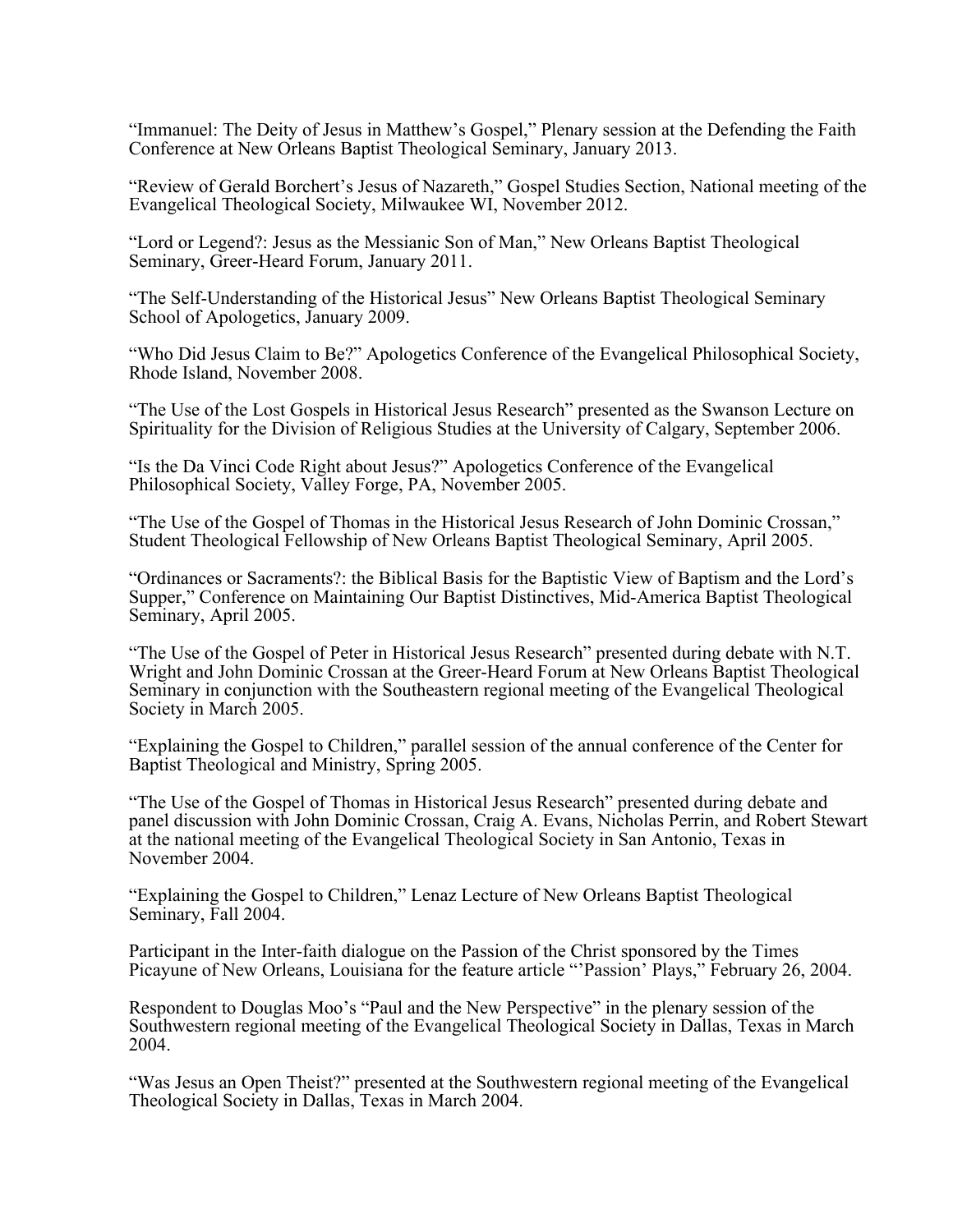"Immanuel: The Deity of Jesus in Matthew's Gospel," Plenary session at the Defending the Faith Conference at New Orleans Baptist Theological Seminary, January 2013.

"Review of Gerald Borchert's Jesus of Nazareth," Gospel Studies Section, National meeting of the Evangelical Theological Society, Milwaukee WI, November 2012.

"Lord or Legend?: Jesus as the Messianic Son of Man," New Orleans Baptist Theological Seminary, Greer-Heard Forum, January 2011.

"The Self-Understanding of the Historical Jesus" New Orleans Baptist Theological Seminary School of Apologetics, January 2009.

"Who Did Jesus Claim to Be?" Apologetics Conference of the Evangelical Philosophical Society, Rhode Island, November 2008.

"The Use of the Lost Gospels in Historical Jesus Research" presented as the Swanson Lecture on Spirituality for the Division of Religious Studies at the University of Calgary, September 2006.

"Is the Da Vinci Code Right about Jesus?" Apologetics Conference of the Evangelical Philosophical Society, Valley Forge, PA, November 2005.

"The Use of the Gospel of Thomas in the Historical Jesus Research of John Dominic Crossan," Student Theological Fellowship of New Orleans Baptist Theological Seminary, April 2005.

"Ordinances or Sacraments?: the Biblical Basis for the Baptistic View of Baptism and the Lord's Supper," Conference on Maintaining Our Baptist Distinctives, Mid-America Baptist Theological Seminary, April 2005.

"The Use of the Gospel of Peter in Historical Jesus Research" presented during debate with N.T. Wright and John Dominic Crossan at the Greer-Heard Forum at New Orleans Baptist Theological Seminary in conjunction with the Southeastern regional meeting of the Evangelical Theological Society in March 2005.

"Explaining the Gospel to Children," parallel session of the annual conference of the Center for Baptist Theological and Ministry, Spring 2005.

"The Use of the Gospel of Thomas in Historical Jesus Research" presented during debate and panel discussion with John Dominic Crossan, Craig A. Evans, Nicholas Perrin, and Robert Stewart at the national meeting of the Evangelical Theological Society in San Antonio, Texas in November 2004.

"Explaining the Gospel to Children," Lenaz Lecture of New Orleans Baptist Theological Seminary, Fall 2004.

Participant in the Inter-faith dialogue on the Passion of the Christ sponsored by the Times Picayune of New Orleans, Louisiana for the feature article "'Passion' Plays," February 26, 2004.

Respondent to Douglas Moo's "Paul and the New Perspective" in the plenary session of the Southwestern regional meeting of the Evangelical Theological Society in Dallas, Texas in March 2004.

"Was Jesus an Open Theist?" presented at the Southwestern regional meeting of the Evangelical Theological Society in Dallas, Texas in March 2004.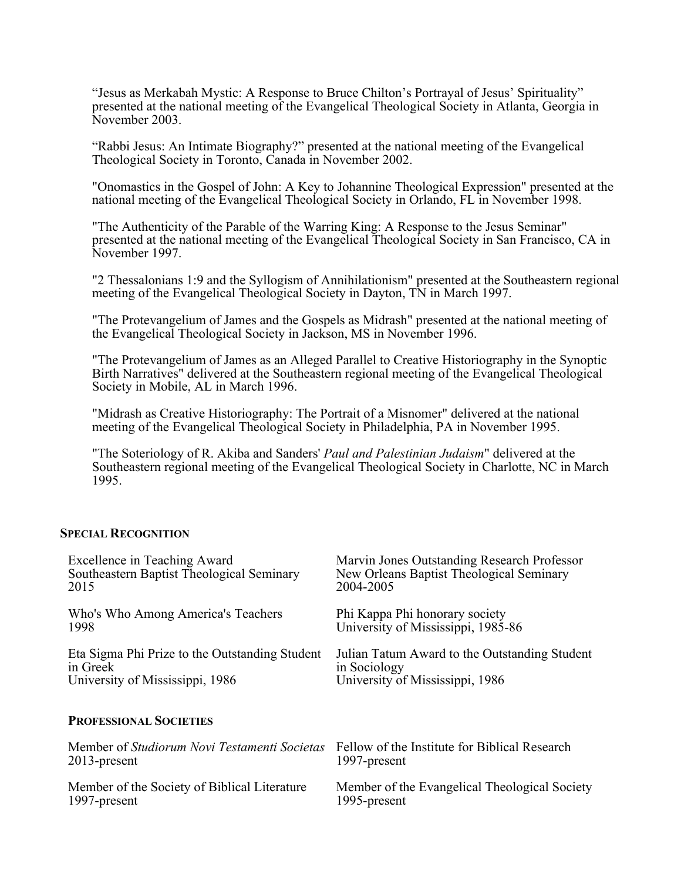"Jesus as Merkabah Mystic: A Response to Bruce Chilton's Portrayal of Jesus' Spirituality" presented at the national meeting of the Evangelical Theological Society in Atlanta, Georgia in November 2003.

"Rabbi Jesus: An Intimate Biography?" presented at the national meeting of the Evangelical Theological Society in Toronto, Canada in November 2002.

"Onomastics in the Gospel of John: A Key to Johannine Theological Expression" presented at the national meeting of the Evangelical Theological Society in Orlando, FL in November 1998.

"The Authenticity of the Parable of the Warring King: A Response to the Jesus Seminar" presented at the national meeting of the Evangelical Theological Society in San Francisco, CA in November 1997.

"2 Thessalonians 1:9 and the Syllogism of Annihilationism" presented at the Southeastern regional meeting of the Evangelical Theological Society in Dayton, TN in March 1997.

"The Protevangelium of James and the Gospels as Midrash" presented at the national meeting of the Evangelical Theological Society in Jackson, MS in November 1996.

"The Protevangelium of James as an Alleged Parallel to Creative Historiography in the Synoptic Birth Narratives" delivered at the Southeastern regional meeting of the Evangelical Theological Society in Mobile, AL in March 1996.

"Midrash as Creative Historiography: The Portrait of a Misnomer" delivered at the national meeting of the Evangelical Theological Society in Philadelphia, PA in November 1995.

"The Soteriology of R. Akiba and Sanders' *Paul and Palestinian Judaism*" delivered at the Southeastern regional meeting of the Evangelical Theological Society in Charlotte, NC in March 1995.

## Special Recognition

Excellence in Teaching Award
Southeastern Baptist Theological Seminary
2015

Marvin Jones Outstanding Research Professor
New Orleans Baptist Theological Seminary
2004-2005

Who's Who Among America's Teachers
1998

Phi Kappa Phi honorary society
University of Mississippi, 1985-86

Eta Sigma Phi Prize to the Outstanding Student in Greek
University of Mississippi, 1986

Julian Tatum Award to the Outstanding Student in Sociology
University of Mississippi, 1986

## Professional Societies

Member of *Studiorum Novi Testamenti Societas*
2013-present

Fellow of the Institute for Biblical Research
1997-present

Member of the Society of Biblical Literature
1997-present

Member of the Evangelical Theological Society
1995-present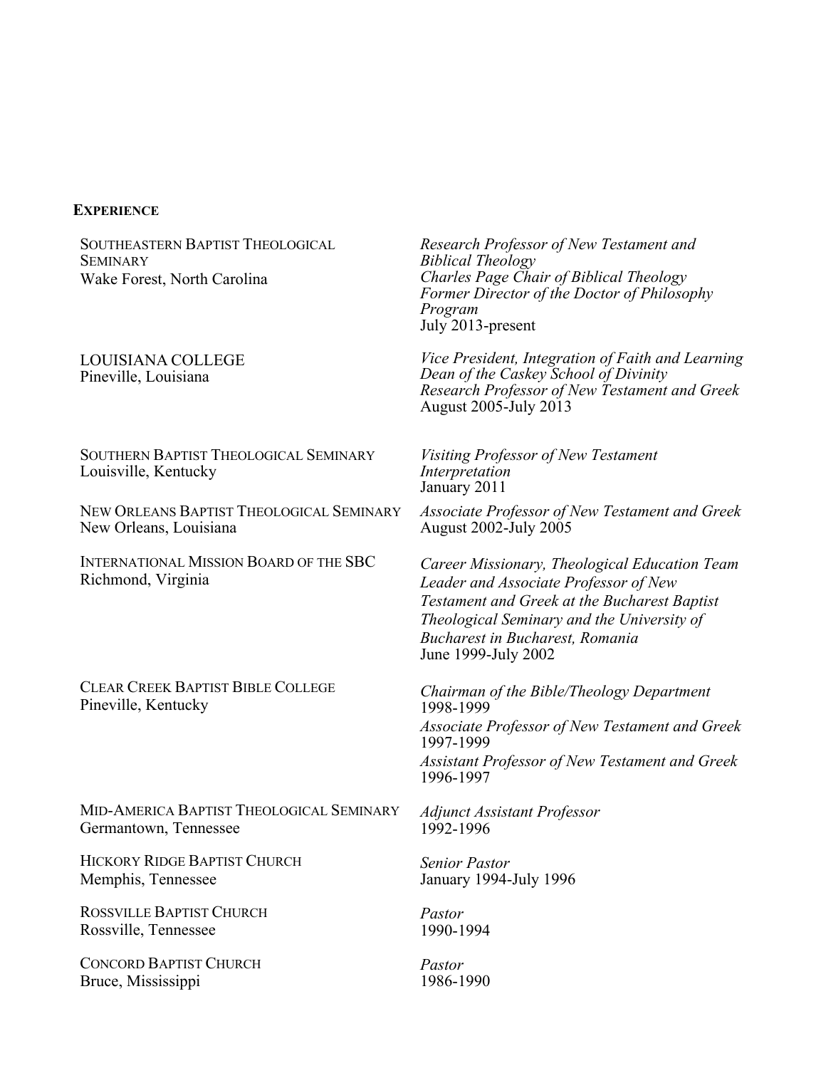## EXPERIENCE

**SOUTHEASTERN BAPTIST THEOLOGICAL SEMINARY**
Wake Forest, North Carolina
*Research Professor of New Testament and Biblical Theology*
*Charles Page Chair of Biblical Theology*
*Former Director of the Doctor of Philosophy Program*
July 2013-present

**LOUISIANA COLLEGE**
Pineville, Louisiana
*Vice President, Integration of Faith and Learning*
*Dean of the Caskey School of Divinity*
*Research Professor of New Testament and Greek*
August 2005-July 2013

**SOUTHERN BAPTIST THEOLOGICAL SEMINARY**
Louisville, Kentucky
*Visiting Professor of New Testament Interpretation*
January 2011

**NEW ORLEANS BAPTIST THEOLOGICAL SEMINARY**
New Orleans, Louisiana
*Associate Professor of New Testament and Greek*
August 2002-July 2005

**INTERNATIONAL MISSION BOARD OF THE SBC**
Richmond, Virginia
*Career Missionary, Theological Education Team Leader and Associate Professor of New Testament and Greek at the Bucharest Baptist Theological Seminary and the University of Bucharest in Bucharest, Romania*
June 1999-July 2002

**CLEAR CREEK BAPTIST BIBLE COLLEGE**
Pineville, Kentucky
*Chairman of the Bible/Theology Department*
1998-1999
*Associate Professor of New Testament and Greek*
1997-1999
*Assistant Professor of New Testament and Greek*
1996-1997

**MID-AMERICA BAPTIST THEOLOGICAL SEMINARY**
Germantown, Tennessee
*Adjunct Assistant Professor*
1992-1996

**HICKORY RIDGE BAPTIST CHURCH**
Memphis, Tennessee
*Senior Pastor*
January 1994-July 1996

**ROSSVILLE BAPTIST CHURCH**
Rossville, Tennessee
*Pastor*
1990-1994

**CONCORD BAPTIST CHURCH**
Bruce, Mississippi
*Pastor*
1986-1990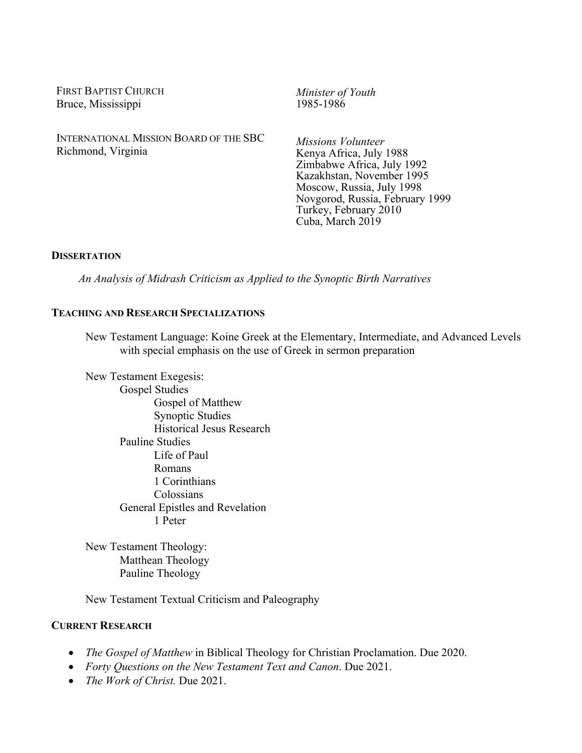FIRST BAPTIST CHURCH
Bruce, Mississippi

*Minister of Youth*
1985-1986

INTERNATIONAL MISSION BOARD OF THE SBC
Richmond, Virginia

*Missions Volunteer*
Kenya Africa, July 1988
Zimbabwe Africa, July 1992
Kazakhstan, November 1995
Moscow, Russia, July 1998
Novgorod, Russia, February 1999
Turkey, February 2010
Cuba, March 2019

## DISSERTATION

*An Analysis of Midrash Criticism as Applied to the Synoptic Birth Narratives*

## TEACHING AND RESEARCH SPECIALIZATIONS

New Testament Language: Koine Greek at the Elementary, Intermediate, and Advanced Levels with special emphasis on the use of Greek in sermon preparation

New Testament Exegesis:
- Gospel Studies
  - Gospel of Matthew
  - Synoptic Studies
  - Historical Jesus Research
- Pauline Studies
  - Life of Paul
  - Romans
  - 1 Corinthians
  - Colossians
- General Epistles and Revelation
  - 1 Peter

New Testament Theology:
- Matthean Theology
- Pauline Theology

New Testament Textual Criticism and Paleography

## CURRENT RESEARCH

- *The Gospel of Matthew* in Biblical Theology for Christian Proclamation. Due 2020.
- *Forty Questions on the New Testament Text and Canon*. Due 2021.
- *The Work of Christ.* Due 2021.